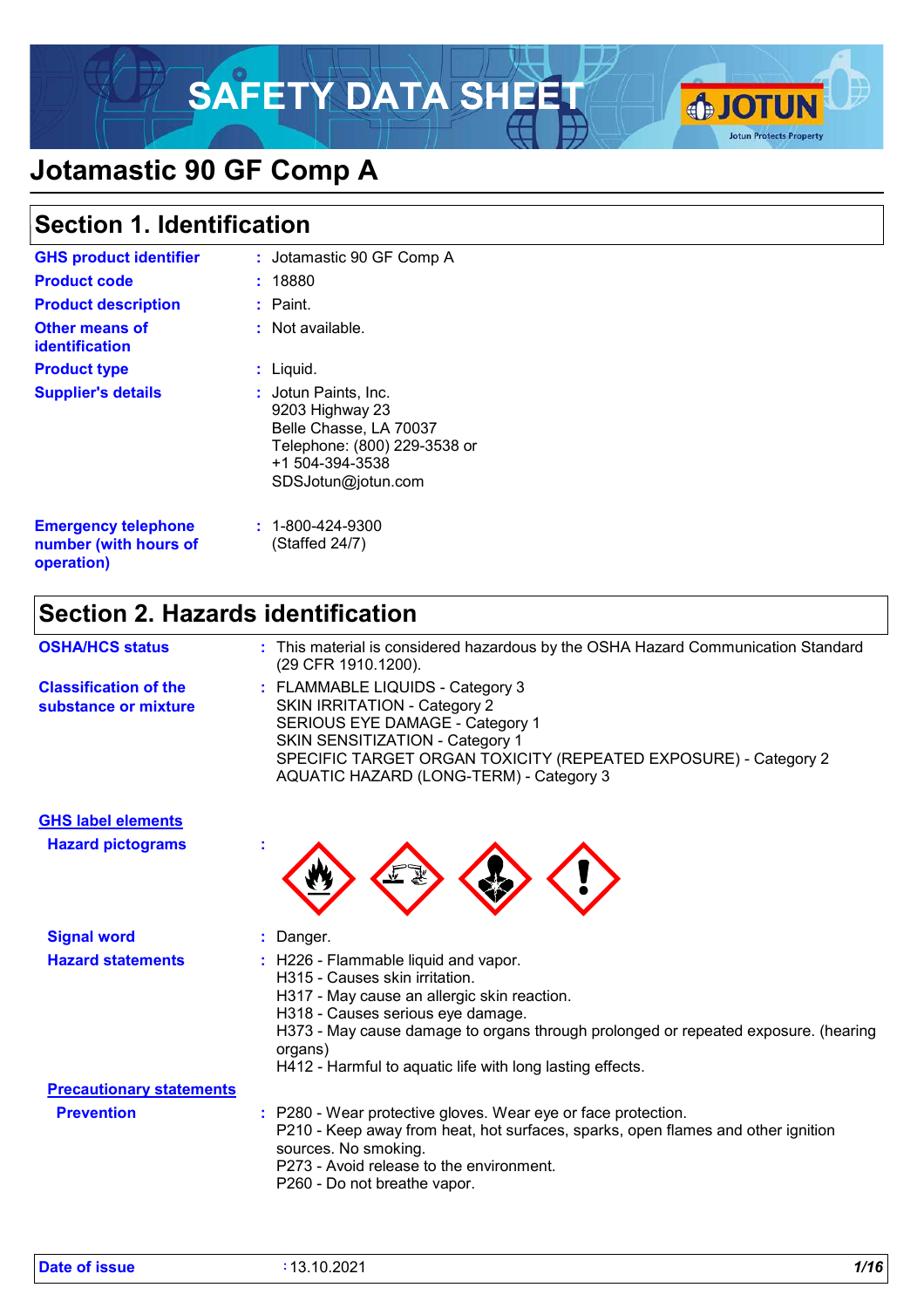# SAFETY DATA SHEET

# Jotamastic 90 GF Comp A

## Section 1. Identification

| | |
|---|---|
| **GHS product identifier** | : Jotamastic 90 GF Comp A |
| **Product code** | : 18880 |
| **Product description** | : Paint. |
| **Other means of identification** | : Not available. |
| **Product type** | : Liquid. |
| **Supplier's details** | : Jotun Paints, Inc.<br>9203 Highway 23<br>Belle Chasse, LA 70037<br>Telephone: (800) 229-3538 or<br>+1 504-394-3538<br>SDSJotun@jotun.com |
| **Emergency telephone number (with hours of operation)** | : 1-800-424-9300<br>(Staffed 24/7) |

## Section 2. Hazards identification

| | |
|---|---|
| **OSHA/HCS status** | : This material is considered hazardous by the OSHA Hazard Communication Standard (29 CFR 1910.1200). |
| **Classification of the substance or mixture** | : FLAMMABLE LIQUIDS - Category 3<br>SKIN IRRITATION - Category 2<br>SERIOUS EYE DAMAGE - Category 1<br>SKIN SENSITIZATION - Category 1<br>SPECIFIC TARGET ORGAN TOXICITY (REPEATED EXPOSURE) - Category 2<br>AQUATIC HAZARD (LONG-TERM) - Category 3 |

### GHS label elements

| | |
|---|---|
| **Hazard pictograms** | : |
| **Signal word** | : Danger. |
| **Hazard statements** | : H226 - Flammable liquid and vapor.<br>H315 - Causes skin irritation.<br>H317 - May cause an allergic skin reaction.<br>H318 - Causes serious eye damage.<br>H373 - May cause damage to organs through prolonged or repeated exposure. (hearing organs)<br>H412 - Harmful to aquatic life with long lasting effects. |

### Precautionary statements

| | |
|---|---|
| **Prevention** | : P280 - Wear protective gloves. Wear eye or face protection.<br>P210 - Keep away from heat, hot surfaces, sparks, open flames and other ignition sources. No smoking.<br>P273 - Avoid release to the environment.<br>P260 - Do not breathe vapor. |

**Date of issue** : 13.10.2021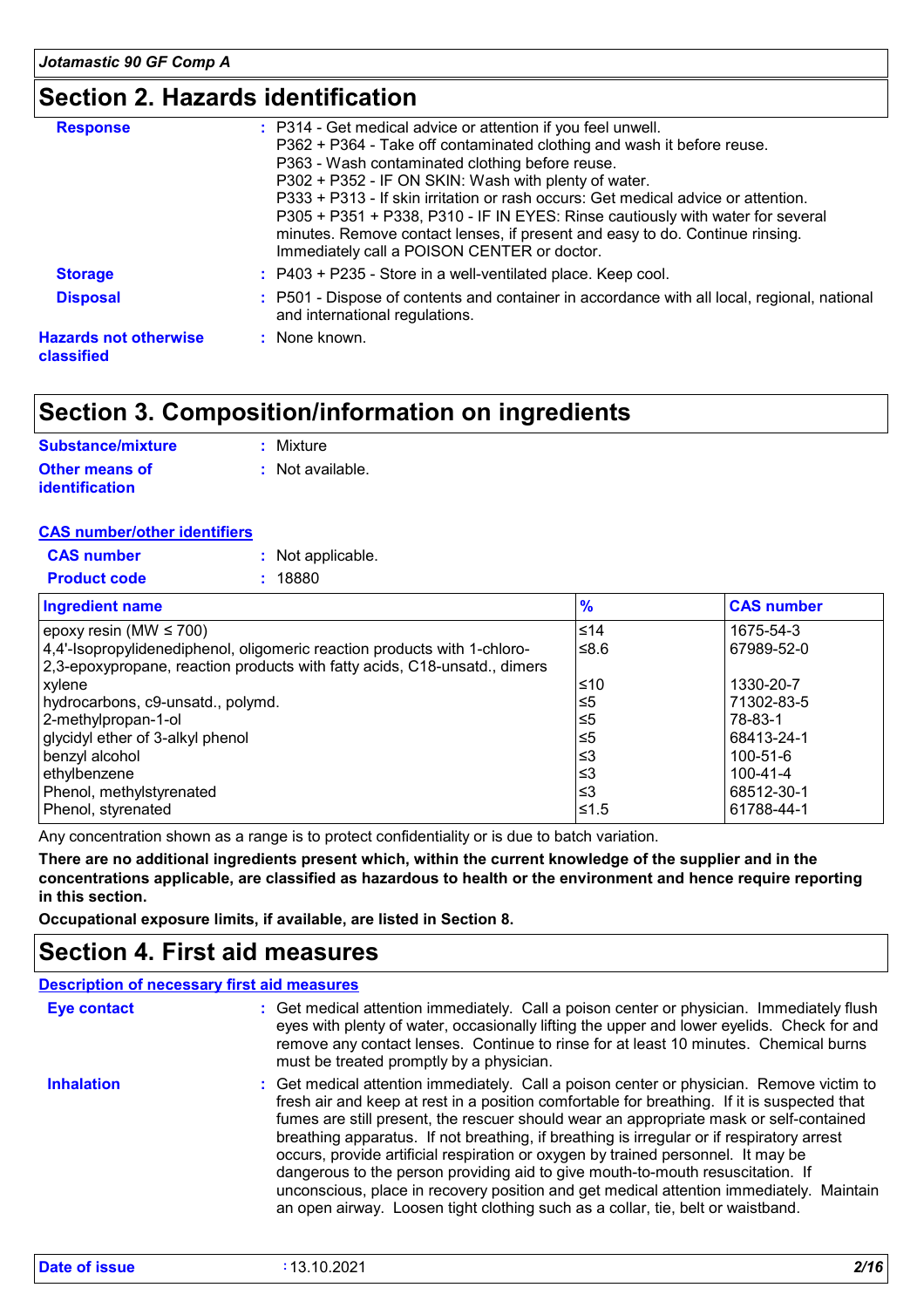## Section 2. Hazards identification

**Response** : P314 - Get medical advice or attention if you feel unwell.
P362 + P364 - Take off contaminated clothing and wash it before reuse.
P363 - Wash contaminated clothing before reuse.
P302 + P352 - IF ON SKIN: Wash with plenty of water.
P333 + P313 - If skin irritation or rash occurs: Get medical advice or attention.
P305 + P351 + P338, P310 - IF IN EYES: Rinse cautiously with water for several minutes. Remove contact lenses, if present and easy to do. Continue rinsing. Immediately call a POISON CENTER or doctor.

**Storage** : P403 + P235 - Store in a well-ventilated place. Keep cool.

**Disposal** : P501 - Dispose of contents and container in accordance with all local, regional, national and international regulations.

**Hazards not otherwise classified** : None known.

## Section 3. Composition/information on ingredients

**Substance/mixture** : Mixture

**Other means of identification** : Not available.

**CAS number/other identifiers**

**CAS number** : Not applicable.

**Product code** : 18880

| Ingredient name | % | CAS number |
|---|---|---|
| epoxy resin (MW ≤ 700) | ≤14 | 1675-54-3 |
| 4,4'-Isopropylidenediphenol, oligomeric reaction products with 1-chloro-2,3-epoxypropane, reaction products with fatty acids, C18-unsatd., dimers | ≤8.6 | 67989-52-0 |
| xylene | ≤10 | 1330-20-7 |
| hydrocarbons, c9-unsatd., polymd. | ≤5 | 71302-83-5 |
| 2-methylpropan-1-ol | ≤5 | 78-83-1 |
| glycidyl ether of 3-alkyl phenol | ≤5 | 68413-24-1 |
| benzyl alcohol | ≤3 | 100-51-6 |
| ethylbenzene | ≤3 | 100-41-4 |
| Phenol, methylstyrenated | ≤3 | 68512-30-1 |
| Phenol, styrenated | ≤1.5 | 61788-44-1 |

Any concentration shown as a range is to protect confidentiality or is due to batch variation.

**There are no additional ingredients present which, within the current knowledge of the supplier and in the concentrations applicable, are classified as hazardous to health or the environment and hence require reporting in this section.**

**Occupational exposure limits, if available, are listed in Section 8.**

## Section 4. First aid measures

**Description of necessary first aid measures**

**Eye contact** : Get medical attention immediately. Call a poison center or physician. Immediately flush eyes with plenty of water, occasionally lifting the upper and lower eyelids. Check for and remove any contact lenses. Continue to rinse for at least 10 minutes. Chemical burns must be treated promptly by a physician.

**Inhalation** : Get medical attention immediately. Call a poison center or physician. Remove victim to fresh air and keep at rest in a position comfortable for breathing. If it is suspected that fumes are still present, the rescuer should wear an appropriate mask or self-contained breathing apparatus. If not breathing, if breathing is irregular or if respiratory arrest occurs, provide artificial respiration or oxygen by trained personnel. It may be dangerous to the person providing aid to give mouth-to-mouth resuscitation. If unconscious, place in recovery position and get medical attention immediately. Maintain an open airway. Loosen tight clothing such as a collar, tie, belt or waistband.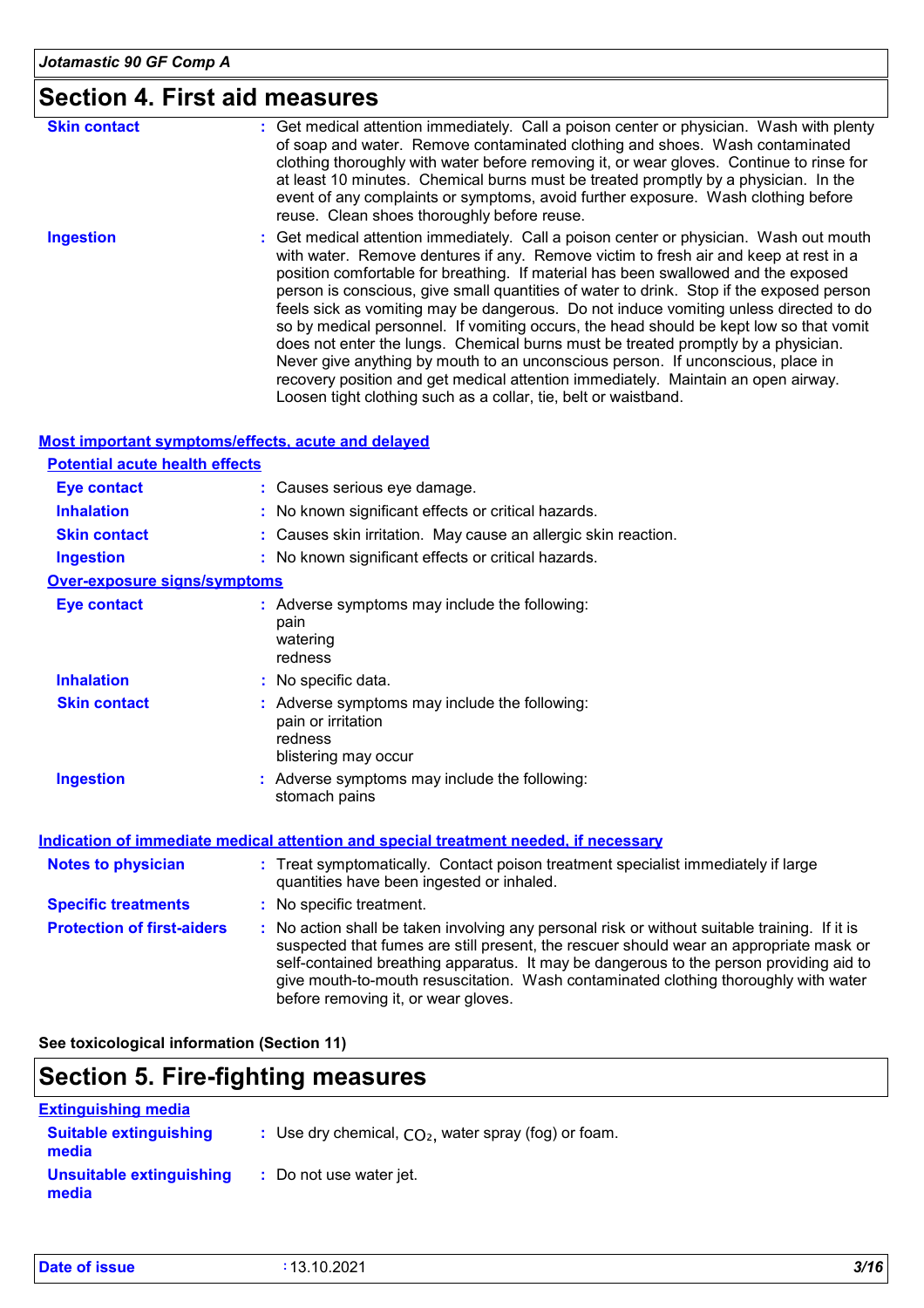## Section 4. First aid measures

| | |
|---|---|
| **Skin contact** | Get medical attention immediately. Call a poison center or physician. Wash with plenty of soap and water. Remove contaminated clothing and shoes. Wash contaminated clothing thoroughly with water before removing it, or wear gloves. Continue to rinse for at least 10 minutes. Chemical burns must be treated promptly by a physician. In the event of any complaints or symptoms, avoid further exposure. Wash clothing before reuse. Clean shoes thoroughly before reuse. |
| **Ingestion** | Get medical attention immediately. Call a poison center or physician. Wash out mouth with water. Remove dentures if any. Remove victim to fresh air and keep at rest in a position comfortable for breathing. If material has been swallowed and the exposed person is conscious, give small quantities of water to drink. Stop if the exposed person feels sick as vomiting may be dangerous. Do not induce vomiting unless directed to do so by medical personnel. If vomiting occurs, the head should be kept low so that vomit does not enter the lungs. Chemical burns must be treated promptly by a physician. Never give anything by mouth to an unconscious person. If unconscious, place in recovery position and get medical attention immediately. Maintain an open airway. Loosen tight clothing such as a collar, tie, belt or waistband. |

### Most important symptoms/effects, acute and delayed

#### Potential acute health effects

| | |
|---|---|
| **Eye contact** | Causes serious eye damage. |
| **Inhalation** | No known significant effects or critical hazards. |
| **Skin contact** | Causes skin irritation. May cause an allergic skin reaction. |
| **Ingestion** | No known significant effects or critical hazards. |

#### Over-exposure signs/symptoms

| | |
|---|---|
| **Eye contact** | Adverse symptoms may include the following:<br>pain<br>watering<br>redness |
| **Inhalation** | No specific data. |
| **Skin contact** | Adverse symptoms may include the following:<br>pain or irritation<br>redness<br>blistering may occur |
| **Ingestion** | Adverse symptoms may include the following:<br>stomach pains |

### Indication of immediate medical attention and special treatment needed, if necessary

| | |
|---|---|
| **Notes to physician** | Treat symptomatically. Contact poison treatment specialist immediately if large quantities have been ingested or inhaled. |
| **Specific treatments** | No specific treatment. |
| **Protection of first-aiders** | No action shall be taken involving any personal risk or without suitable training. If it is suspected that fumes are still present, the rescuer should wear an appropriate mask or self-contained breathing apparatus. It may be dangerous to the person providing aid to give mouth-to-mouth resuscitation. Wash contaminated clothing thoroughly with water before removing it, or wear gloves. |

**See toxicological information (Section 11)**

## Section 5. Fire-fighting measures

### Extinguishing media

| | |
|---|---|
| **Suitable extinguishing media** | Use dry chemical, $CO_2$, water spray (fog) or foam. |
| **Unsuitable extinguishing media** | Do not use water jet. |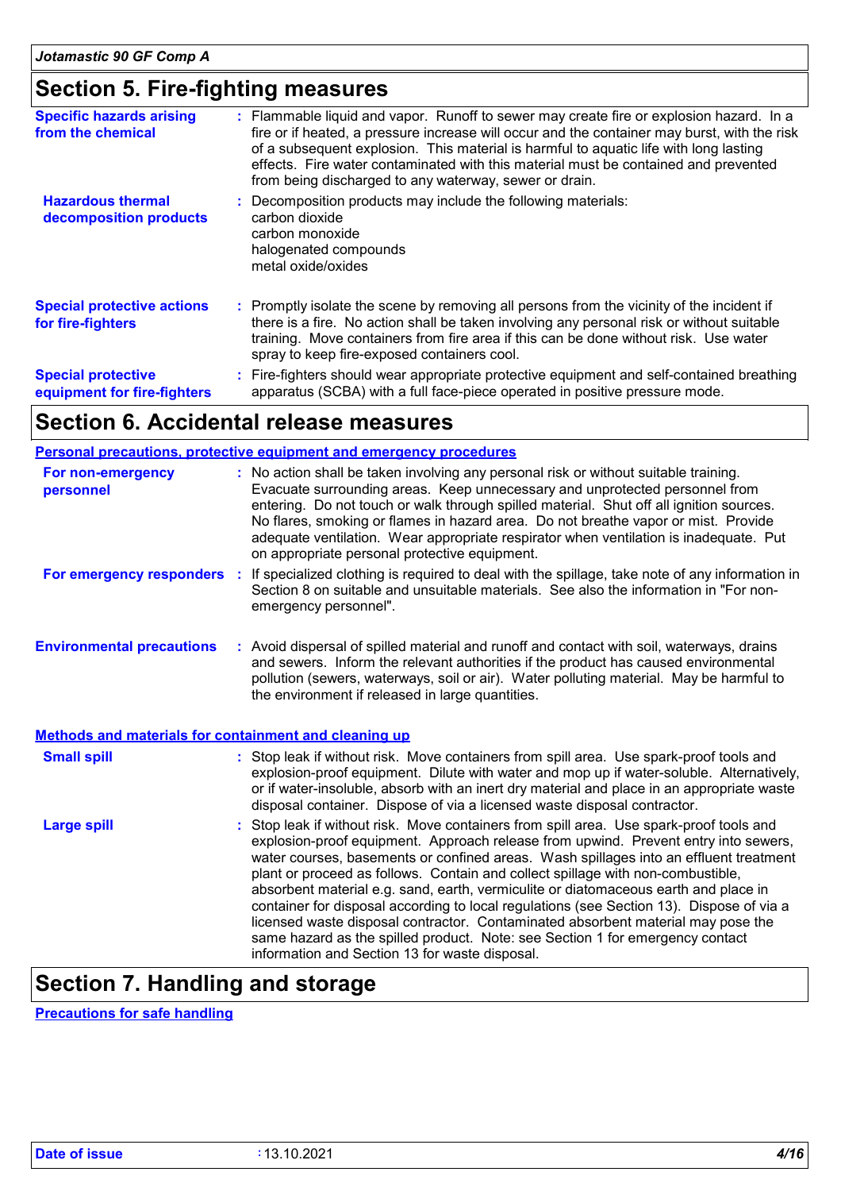## Section 5. Fire-fighting measures

**Specific hazards arising from the chemical** : Flammable liquid and vapor. Runoff to sewer may create fire or explosion hazard. In a fire or if heated, a pressure increase will occur and the container may burst, with the risk of a subsequent explosion. This material is harmful to aquatic life with long lasting effects. Fire water contaminated with this material must be contained and prevented from being discharged to any waterway, sewer or drain.

**Hazardous thermal decomposition products** : Decomposition products may include the following materials:
carbon dioxide
carbon monoxide
halogenated compounds
metal oxide/oxides

**Special protective actions for fire-fighters** : Promptly isolate the scene by removing all persons from the vicinity of the incident if there is a fire. No action shall be taken involving any personal risk or without suitable training. Move containers from fire area if this can be done without risk. Use water spray to keep fire-exposed containers cool.

**Special protective equipment for fire-fighters** : Fire-fighters should wear appropriate protective equipment and self-contained breathing apparatus (SCBA) with a full face-piece operated in positive pressure mode.

## Section 6. Accidental release measures

### Personal precautions, protective equipment and emergency procedures

**For non-emergency personnel** : No action shall be taken involving any personal risk or without suitable training. Evacuate surrounding areas. Keep unnecessary and unprotected personnel from entering. Do not touch or walk through spilled material. Shut off all ignition sources. No flares, smoking or flames in hazard area. Do not breathe vapor or mist. Provide adequate ventilation. Wear appropriate respirator when ventilation is inadequate. Put on appropriate personal protective equipment.

**For emergency responders** : If specialized clothing is required to deal with the spillage, take note of any information in Section 8 on suitable and unsuitable materials. See also the information in "For non-emergency personnel".

**Environmental precautions** : Avoid dispersal of spilled material and runoff and contact with soil, waterways, drains and sewers. Inform the relevant authorities if the product has caused environmental pollution (sewers, waterways, soil or air). Water polluting material. May be harmful to the environment if released in large quantities.

### Methods and materials for containment and cleaning up

**Small spill** : Stop leak if without risk. Move containers from spill area. Use spark-proof tools and explosion-proof equipment. Dilute with water and mop up if water-soluble. Alternatively, or if water-insoluble, absorb with an inert dry material and place in an appropriate waste disposal container. Dispose of via a licensed waste disposal contractor.

**Large spill** : Stop leak if without risk. Move containers from spill area. Use spark-proof tools and explosion-proof equipment. Approach release from upwind. Prevent entry into sewers, water courses, basements or confined areas. Wash spillages into an effluent treatment plant or proceed as follows. Contain and collect spillage with non-combustible, absorbent material e.g. sand, earth, vermiculite or diatomaceous earth and place in container for disposal according to local regulations (see Section 13). Dispose of via a licensed waste disposal contractor. Contaminated absorbent material may pose the same hazard as the spilled product. Note: see Section 1 for emergency contact information and Section 13 for waste disposal.

## Section 7. Handling and storage

### Precautions for safe handling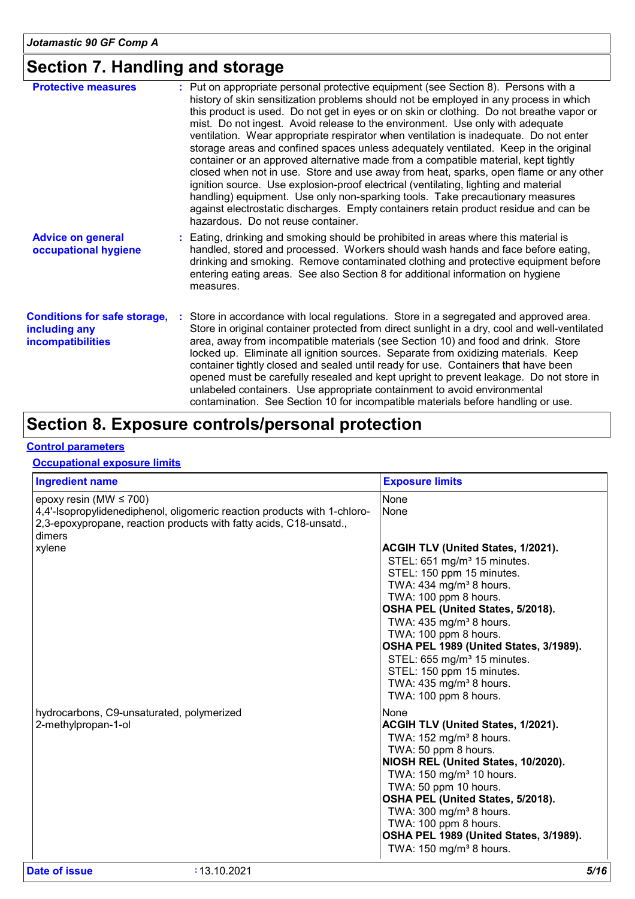# Section 7. Handling and storage

**Protective measures** : Put on appropriate personal protective equipment (see Section 8). Persons with a history of skin sensitization problems should not be employed in any process in which this product is used. Do not get in eyes or on skin or clothing. Do not breathe vapor or mist. Do not ingest. Avoid release to the environment. Use only with adequate ventilation. Wear appropriate respirator when ventilation is inadequate. Do not enter storage areas and confined spaces unless adequately ventilated. Keep in the original container or an approved alternative made from a compatible material, kept tightly closed when not in use. Store and use away from heat, sparks, open flame or any other ignition source. Use explosion-proof electrical (ventilating, lighting and material handling) equipment. Use only non-sparking tools. Take precautionary measures against electrostatic discharges. Empty containers retain product residue and can be hazardous. Do not reuse container.

**Advice on general occupational hygiene** : Eating, drinking and smoking should be prohibited in areas where this material is handled, stored and processed. Workers should wash hands and face before eating, drinking and smoking. Remove contaminated clothing and protective equipment before entering eating areas. See also Section 8 for additional information on hygiene measures.

**Conditions for safe storage, including any incompatibilities** : Store in accordance with local regulations. Store in a segregated and approved area. Store in original container protected from direct sunlight in a dry, cool and well-ventilated area, away from incompatible materials (see Section 10) and food and drink. Store locked up. Eliminate all ignition sources. Separate from oxidizing materials. Keep container tightly closed and sealed until ready for use. Containers that have been opened must be carefully resealed and kept upright to prevent leakage. Do not store in unlabeled containers. Use appropriate containment to avoid environmental contamination. See Section 10 for incompatible materials before handling or use.

# Section 8. Exposure controls/personal protection

## Control parameters

### Occupational exposure limits

| Ingredient name | Exposure limits |
|---|---|
| epoxy resin (MW ≤ 700) | None |
| 4,4'-Isopropylidenediphenol, oligomeric reaction products with 1-chloro-2,3-epoxypropane, reaction products with fatty acids, C18-unsatd., dimers | None |
| xylene | **ACGIH TLV (United States, 1/2021).**<br>STEL: 651 mg/m³ 15 minutes.<br>STEL: 150 ppm 15 minutes.<br>TWA: 434 mg/m³ 8 hours.<br>TWA: 100 ppm 8 hours.<br>**OSHA PEL (United States, 5/2018).**<br>TWA: 435 mg/m³ 8 hours.<br>TWA: 100 ppm 8 hours.<br>**OSHA PEL 1989 (United States, 3/1989).**<br>STEL: 655 mg/m³ 15 minutes.<br>STEL: 150 ppm 15 minutes.<br>TWA: 435 mg/m³ 8 hours.<br>TWA: 100 ppm 8 hours. |
| hydrocarbons, C9-unsaturated, polymerized | None |
| 2-methylpropan-1-ol | **ACGIH TLV (United States, 1/2021).**<br>TWA: 152 mg/m³ 8 hours.<br>TWA: 50 ppm 8 hours.<br>**NIOSH REL (United States, 10/2020).**<br>TWA: 150 mg/m³ 10 hours.<br>TWA: 50 ppm 10 hours.<br>**OSHA PEL (United States, 5/2018).**<br>TWA: 300 mg/m³ 8 hours.<br>TWA: 100 ppm 8 hours.<br>**OSHA PEL 1989 (United States, 3/1989).**<br>TWA: 150 mg/m³ 8 hours. |

**Date of issue** : 13.10.2021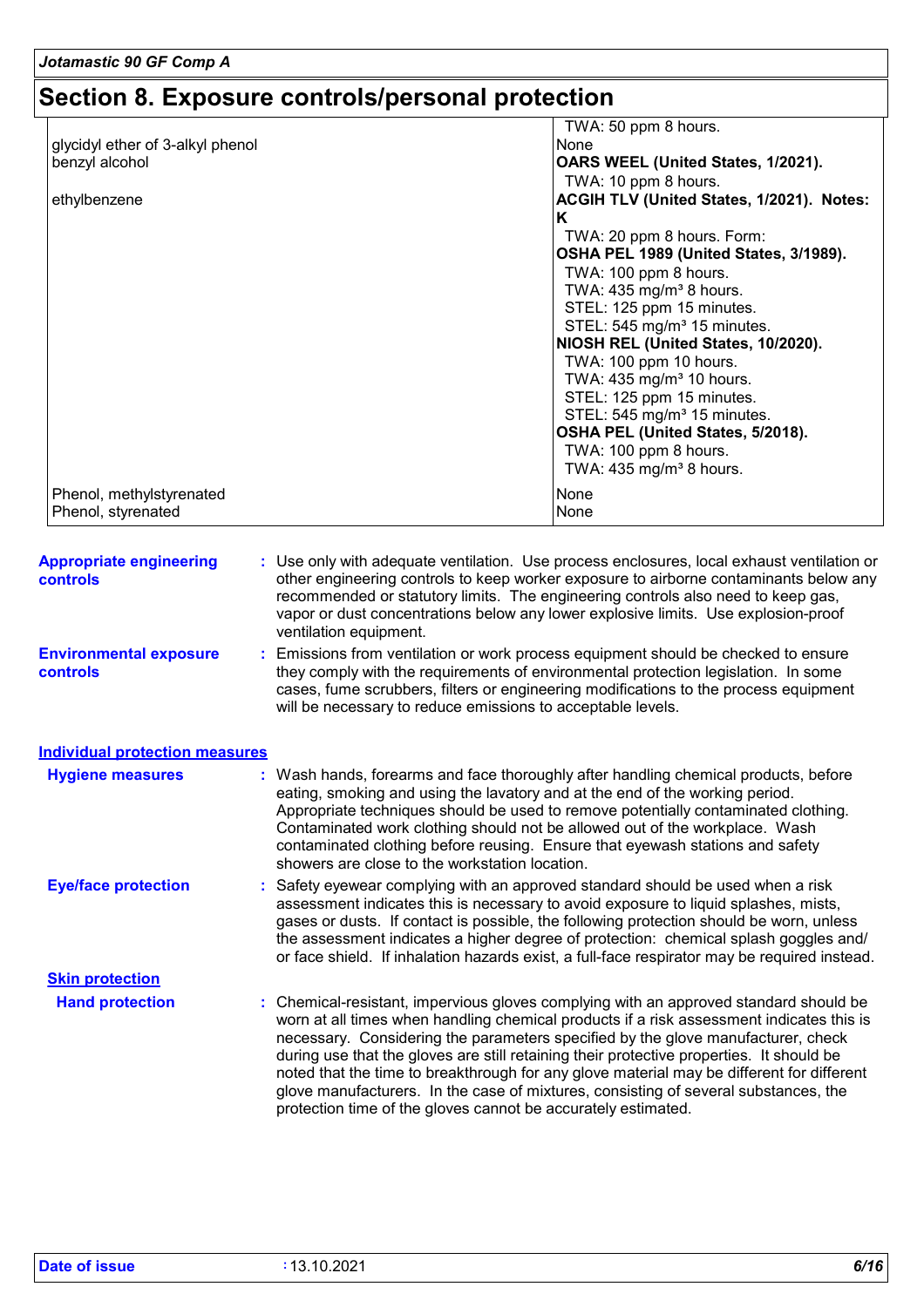# Section 8. Exposure controls/personal protection

| | |
|---|---|
| | TWA: 50 ppm 8 hours. |
| glycidyl ether of 3-alkyl phenol | None |
| benzyl alcohol | **OARS WEEL (United States, 1/2021).**<br>TWA: 10 ppm 8 hours. |
| ethylbenzene | **ACGIH TLV (United States, 1/2021). Notes: K**<br>TWA: 20 ppm 8 hours. Form:<br>**OSHA PEL 1989 (United States, 3/1989).**<br>TWA: 100 ppm 8 hours.<br>TWA: 435 mg/m³ 8 hours.<br>STEL: 125 ppm 15 minutes.<br>STEL: 545 mg/m³ 15 minutes.<br>**NIOSH REL (United States, 10/2020).**<br>TWA: 100 ppm 10 hours.<br>TWA: 435 mg/m³ 10 hours.<br>STEL: 125 ppm 15 minutes.<br>STEL: 545 mg/m³ 15 minutes.<br>**OSHA PEL (United States, 5/2018).**<br>TWA: 100 ppm 8 hours.<br>TWA: 435 mg/m³ 8 hours. |
| Phenol, methylstyrenated | None |
| Phenol, styrenated | None |

**Appropriate engineering controls** : Use only with adequate ventilation. Use process enclosures, local exhaust ventilation or other engineering controls to keep worker exposure to airborne contaminants below any recommended or statutory limits. The engineering controls also need to keep gas, vapor or dust concentrations below any lower explosive limits. Use explosion-proof ventilation equipment.

**Environmental exposure controls** : Emissions from ventilation or work process equipment should be checked to ensure they comply with the requirements of environmental protection legislation. In some cases, fume scrubbers, filters or engineering modifications to the process equipment will be necessary to reduce emissions to acceptable levels.

## Individual protection measures

**Hygiene measures** : Wash hands, forearms and face thoroughly after handling chemical products, before eating, smoking and using the lavatory and at the end of the working period. Appropriate techniques should be used to remove potentially contaminated clothing. Contaminated work clothing should not be allowed out of the workplace. Wash contaminated clothing before reusing. Ensure that eyewash stations and safety showers are close to the workstation location.

**Eye/face protection** : Safety eyewear complying with an approved standard should be used when a risk assessment indicates this is necessary to avoid exposure to liquid splashes, mists, gases or dusts. If contact is possible, the following protection should be worn, unless the assessment indicates a higher degree of protection: chemical splash goggles and/or face shield. If inhalation hazards exist, a full-face respirator may be required instead.

### Skin protection

**Hand protection** : Chemical-resistant, impervious gloves complying with an approved standard should be worn at all times when handling chemical products if a risk assessment indicates this is necessary. Considering the parameters specified by the glove manufacturer, check during use that the gloves are still retaining their protective properties. It should be noted that the time to breakthrough for any glove material may be different for different glove manufacturers. In the case of mixtures, consisting of several substances, the protection time of the gloves cannot be accurately estimated.

**Date of issue** : 13.10.2021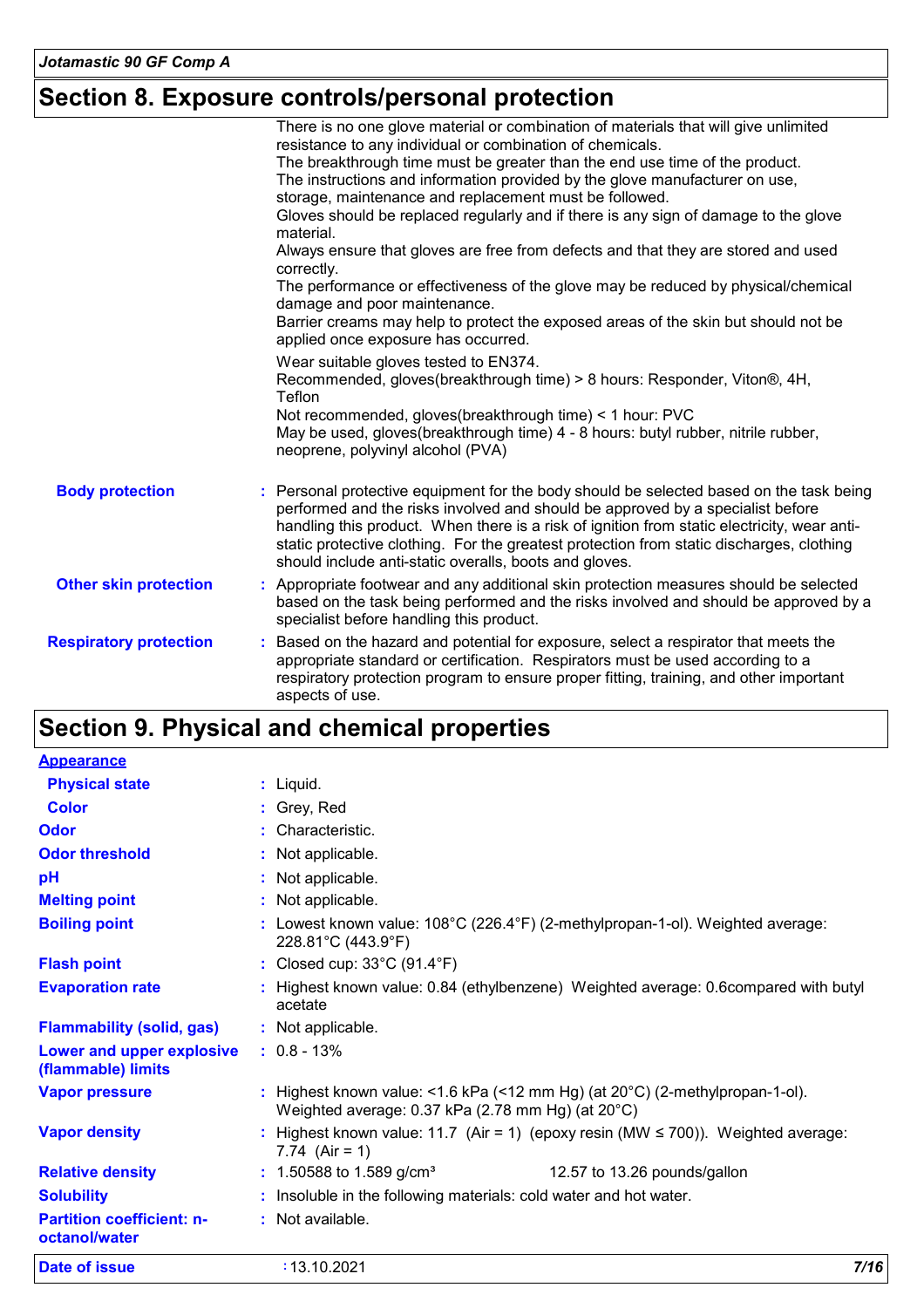## Section 8. Exposure controls/personal protection

There is no one glove material or combination of materials that will give unlimited resistance to any individual or combination of chemicals.
The breakthrough time must be greater than the end use time of the product.
The instructions and information provided by the glove manufacturer on use, storage, maintenance and replacement must be followed.
Gloves should be replaced regularly and if there is any sign of damage to the glove material.
Always ensure that gloves are free from defects and that they are stored and used correctly.
The performance or effectiveness of the glove may be reduced by physical/chemical damage and poor maintenance.
Barrier creams may help to protect the exposed areas of the skin but should not be applied once exposure has occurred.

Wear suitable gloves tested to EN374.
Recommended, gloves(breakthrough time) > 8 hours: Responder, Viton®, 4H, Teflon
Not recommended, gloves(breakthrough time) < 1 hour: PVC
May be used, gloves(breakthrough time) 4 - 8 hours: butyl rubber, nitrile rubber, neoprene, polyvinyl alcohol (PVA)

**Body protection** : Personal protective equipment for the body should be selected based on the task being performed and the risks involved and should be approved by a specialist before handling this product. When there is a risk of ignition from static electricity, wear anti-static protective clothing. For the greatest protection from static discharges, clothing should include anti-static overalls, boots and gloves.

**Other skin protection** : Appropriate footwear and any additional skin protection measures should be selected based on the task being performed and the risks involved and should be approved by a specialist before handling this product.

**Respiratory protection** : Based on the hazard and potential for exposure, select a respirator that meets the appropriate standard or certification. Respirators must be used according to a respiratory protection program to ensure proper fitting, training, and other important aspects of use.

## Section 9. Physical and chemical properties

**Appearance**

| Property | Value |
|---|---|
| Physical state | Liquid. |
| Color | Grey, Red |
| Odor | Characteristic. |
| Odor threshold | Not applicable. |
| pH | Not applicable. |
| Melting point | Not applicable. |
| Boiling point | Lowest known value: 108°C (226.4°F) (2-methylpropan-1-ol). Weighted average: 228.81°C (443.9°F) |
| Flash point | Closed cup: 33°C (91.4°F) |
| Evaporation rate | Highest known value: 0.84 (ethylbenzene) Weighted average: 0.6compared with butyl acetate |
| Flammability (solid, gas) | Not applicable. |
| Lower and upper explosive (flammable) limits | 0.8 - 13% |
| Vapor pressure | Highest known value: <1.6 kPa (<12 mm Hg) (at 20°C) (2-methylpropan-1-ol). Weighted average: 0.37 kPa (2.78 mm Hg) (at 20°C) |
| Vapor density | Highest known value: 11.7 (Air = 1) (epoxy resin (MW ≤ 700)). Weighted average: 7.74 (Air = 1) |
| Relative density | 1.50588 to 1.589 g/cm³ 12.57 to 13.26 pounds/gallon |
| Solubility | Insoluble in the following materials: cold water and hot water. |
| Partition coefficient: n-octanol/water | Not available. |

**Date of issue** : 13.10.2021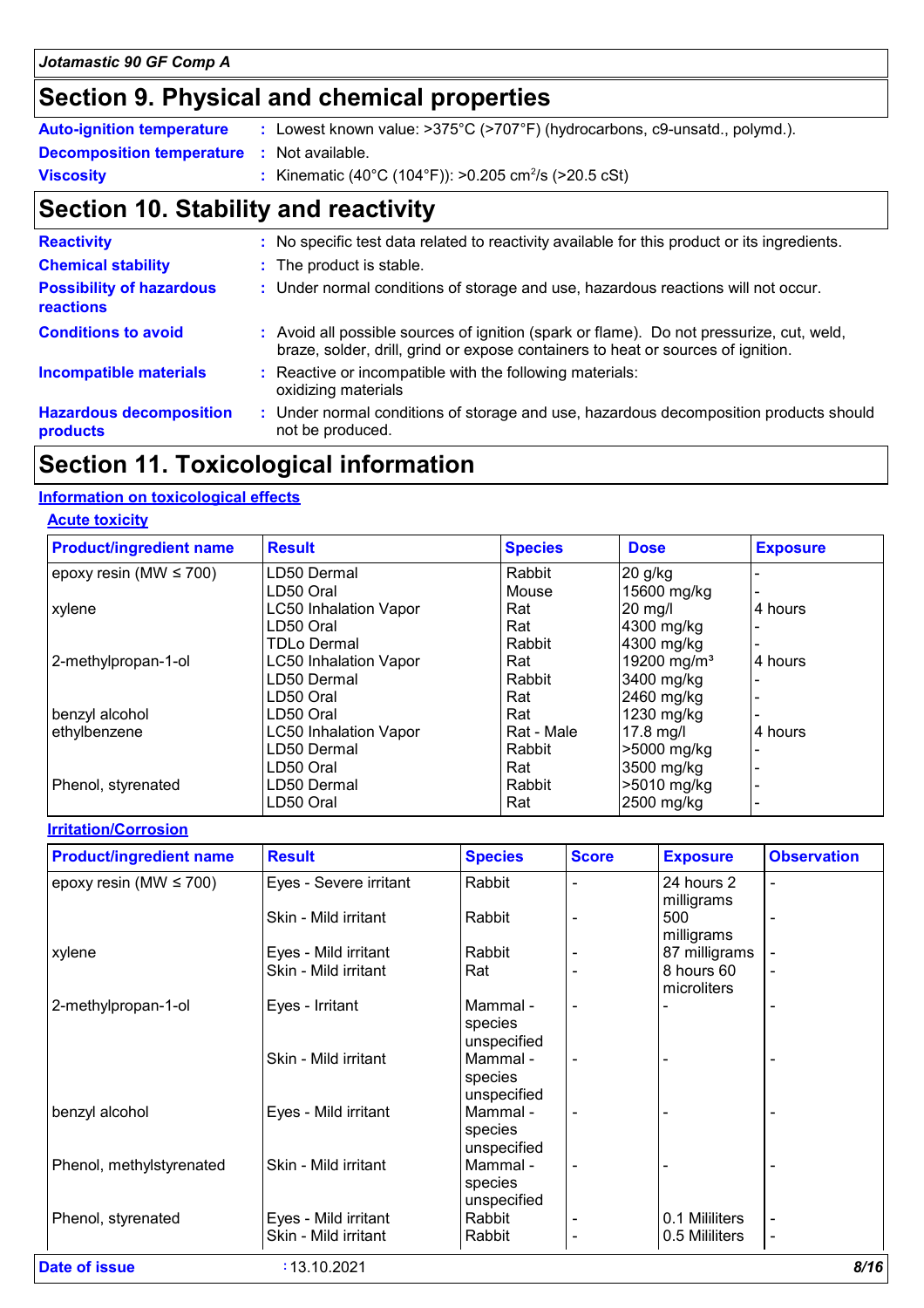## Section 9. Physical and chemical properties

| | | |
|---|---|---|
| **Auto-ignition temperature** | : | Lowest known value: >375°C (>707°F) (hydrocarbons, c9-unsatd., polymd.). |
| **Decomposition temperature** | : | Not available. |
| **Viscosity** | : | Kinematic (40°C (104°F)): >0.205 cm²/s (>20.5 cSt) |

## Section 10. Stability and reactivity

| | | |
|---|---|---|
| **Reactivity** | : | No specific test data related to reactivity available for this product or its ingredients. |
| **Chemical stability** | : | The product is stable. |
| **Possibility of hazardous reactions** | : | Under normal conditions of storage and use, hazardous reactions will not occur. |
| **Conditions to avoid** | : | Avoid all possible sources of ignition (spark or flame). Do not pressurize, cut, weld, braze, solder, drill, grind or expose containers to heat or sources of ignition. |
| **Incompatible materials** | : | Reactive or incompatible with the following materials: oxidizing materials |
| **Hazardous decomposition products** | : | Under normal conditions of storage and use, hazardous decomposition products should not be produced. |

## Section 11. Toxicological information

### Information on toxicological effects

#### Acute toxicity

| Product/ingredient name | Result | Species | Dose | Exposure |
|---|---|---|---|---|
| epoxy resin (MW ≤ 700) | LD50 Dermal | Rabbit | 20 g/kg | - |
| | LD50 Oral | Mouse | 15600 mg/kg | - |
| xylene | LC50 Inhalation Vapor | Rat | 20 mg/l | 4 hours |
| | LD50 Oral | Rat | 4300 mg/kg | - |
| | TDLo Dermal | Rabbit | 4300 mg/kg | - |
| 2-methylpropan-1-ol | LC50 Inhalation Vapor | Rat | 19200 mg/m³ | 4 hours |
| | LD50 Dermal | Rabbit | 3400 mg/kg | - |
| | LD50 Oral | Rat | 2460 mg/kg | - |
| benzyl alcohol | LD50 Oral | Rat | 1230 mg/kg | - |
| ethylbenzene | LC50 Inhalation Vapor | Rat - Male | 17.8 mg/l | 4 hours |
| | LD50 Dermal | Rabbit | >5000 mg/kg | - |
| | LD50 Oral | Rat | 3500 mg/kg | - |
| Phenol, styrenated | LD50 Dermal | Rabbit | >5010 mg/kg | - |
| | LD50 Oral | Rat | 2500 mg/kg | - |

#### Irritation/Corrosion

| Product/ingredient name | Result | Species | Score | Exposure | Observation |
|---|---|---|---|---|---|
| epoxy resin (MW ≤ 700) | Eyes - Severe irritant | Rabbit | - | 24 hours 2 milligrams | - |
| | Skin - Mild irritant | Rabbit | - | 500 milligrams | - |
| xylene | Eyes - Mild irritant | Rabbit | - | 87 milligrams | - |
| | Skin - Mild irritant | Rat | - | 8 hours 60 microliters | - |
| 2-methylpropan-1-ol | Eyes - Irritant | Mammal - species unspecified | - | - | - |
| | Skin - Mild irritant | Mammal - species unspecified | - | - | - |
| benzyl alcohol | Eyes - Mild irritant | Mammal - species unspecified | - | - | - |
| Phenol, methylstyrenated | Skin - Mild irritant | Mammal - species unspecified | - | - | - |
| Phenol, styrenated | Eyes - Mild irritant | Rabbit | - | 0.1 Mililiters | - |
| | Skin - Mild irritant | Rabbit | - | 0.5 Mililiters | - |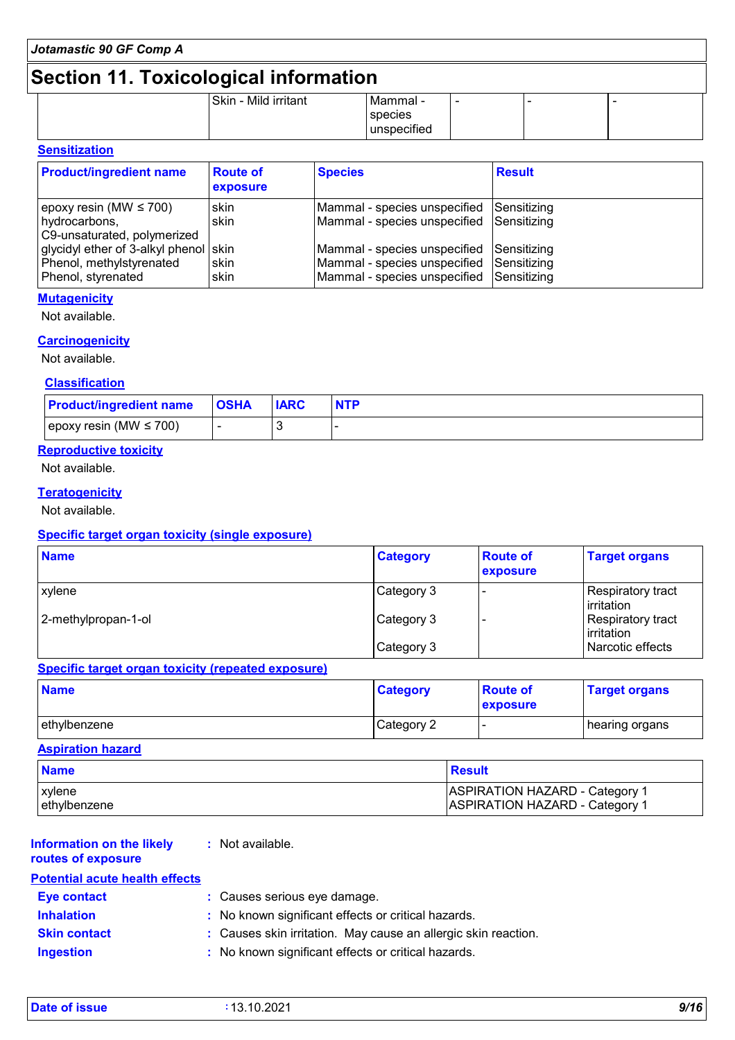## Section 11. Toxicological information

| | Skin - Mild irritant | Mammal - species unspecified | - | - | - |
|---|---|---|---|---|---|

**Sensitization**

| Product/ingredient name | Route of exposure | Species | Result |
|---|---|---|---|
| epoxy resin (MW ≤ 700) | skin | Mammal - species unspecified | Sensitizing |
| hydrocarbons, C9-unsaturated, polymerized | skin | Mammal - species unspecified | Sensitizing |
| glycidyl ether of 3-alkyl phenol | skin | Mammal - species unspecified | Sensitizing |
| Phenol, methylstyrenated | skin | Mammal - species unspecified | Sensitizing |
| Phenol, styrenated | skin | Mammal - species unspecified | Sensitizing |

**Mutagenicity**

Not available.

**Carcinogenicity**

Not available.

**Classification**

| Product/ingredient name | OSHA | IARC | NTP |
|---|---|---|---|
| epoxy resin (MW ≤ 700) | - | 3 | - |

**Reproductive toxicity**

Not available.

**Teratogenicity**

Not available.

**Specific target organ toxicity (single exposure)**

| Name | Category | Route of exposure | Target organs |
|---|---|---|---|
| xylene | Category 3 | - | Respiratory tract irritation |
| 2-methylpropan-1-ol | Category 3 | - | Respiratory tract irritation |
| | Category 3 | | Narcotic effects |

**Specific target organ toxicity (repeated exposure)**

| Name | Category | Route of exposure | Target organs |
|---|---|---|---|
| ethylbenzene | Category 2 | - | hearing organs |

**Aspiration hazard**

| Name | Result |
|---|---|
| xylene | ASPIRATION HAZARD - Category 1 |
| ethylbenzene | ASPIRATION HAZARD - Category 1 |

**Information on the likely routes of exposure** : Not available.

**Potential acute health effects**

**Eye contact** : Causes serious eye damage.

**Inhalation** : No known significant effects or critical hazards.

**Skin contact** : Causes skin irritation. May cause an allergic skin reaction.

**Ingestion** : No known significant effects or critical hazards.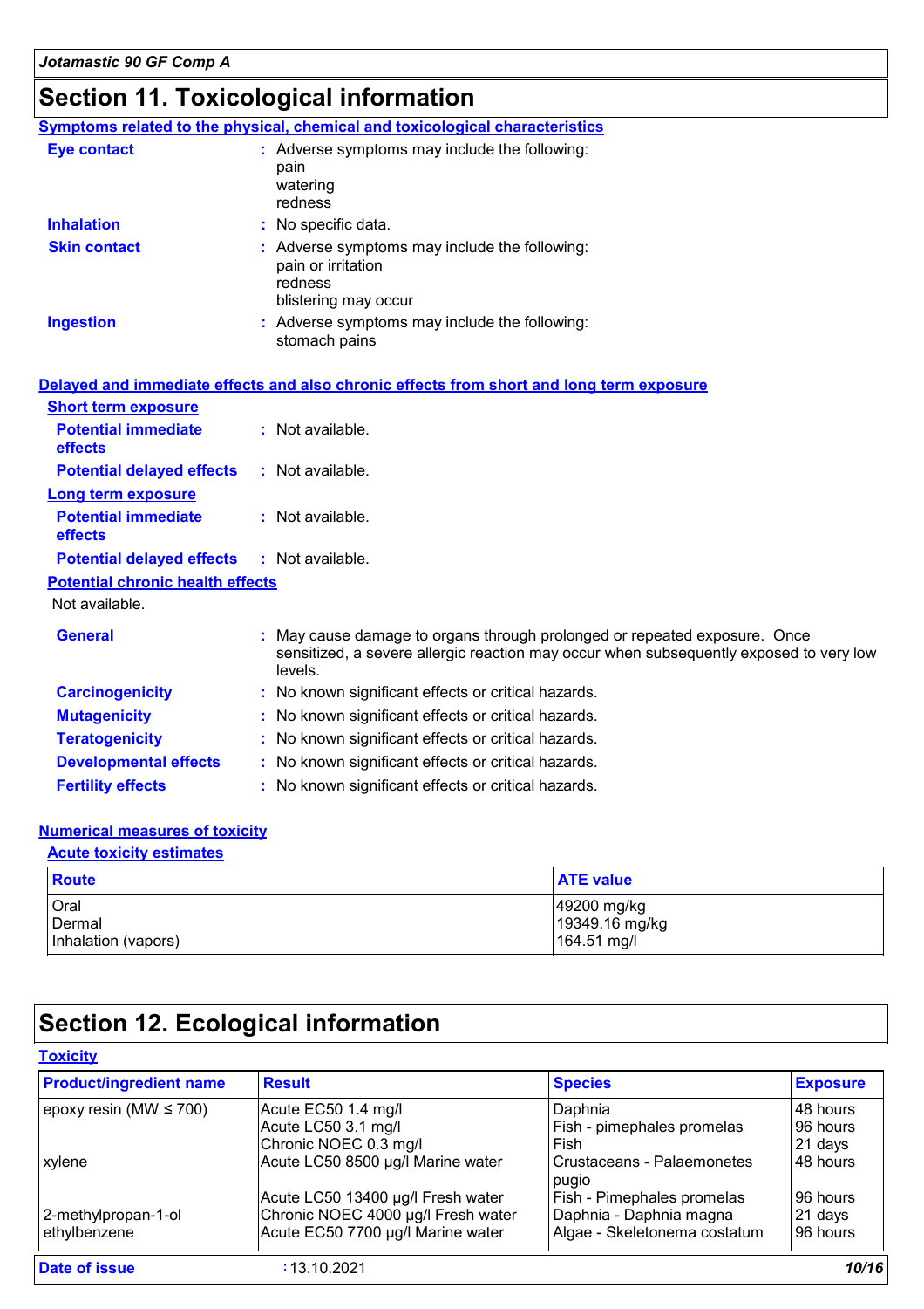## Section 11. Toxicological information

**Symptoms related to the physical, chemical and toxicological characteristics**

**Eye contact** : Adverse symptoms may include the following:
pain
watering
redness

**Inhalation** : No specific data.

**Skin contact** : Adverse symptoms may include the following:
pain or irritation
redness
blistering may occur

**Ingestion** : Adverse symptoms may include the following:
stomach pains

**Delayed and immediate effects and also chronic effects from short and long term exposure**

**Short term exposure**

**Potential immediate effects** : Not available.

**Potential delayed effects** : Not available.

**Long term exposure**

**Potential immediate effects** : Not available.

**Potential delayed effects** : Not available.

**Potential chronic health effects**

Not available.

**General** : May cause damage to organs through prolonged or repeated exposure. Once sensitized, a severe allergic reaction may occur when subsequently exposed to very low levels.

**Carcinogenicity** : No known significant effects or critical hazards.

**Mutagenicity** : No known significant effects or critical hazards.

**Teratogenicity** : No known significant effects or critical hazards.

**Developmental effects** : No known significant effects or critical hazards.

**Fertility effects** : No known significant effects or critical hazards.

**Numerical measures of toxicity**

**Acute toxicity estimates**

| Route | ATE value |
|---|---|
| Oral | 49200 mg/kg |
| Dermal | 19349.16 mg/kg |
| Inhalation (vapors) | 164.51 mg/l |

## Section 12. Ecological information

**Toxicity**

| Product/ingredient name | Result | Species | Exposure |
|---|---|---|---|
| epoxy resin (MW ≤ 700) | Acute EC50 1.4 mg/l | Daphnia | 48 hours |
| | Acute LC50 3.1 mg/l | Fish - pimephales promelas | 96 hours |
| | Chronic NOEC 0.3 mg/l | Fish | 21 days |
| xylene | Acute LC50 8500 µg/l Marine water | Crustaceans - Palaemonetes pugio | 48 hours |
| | Acute LC50 13400 µg/l Fresh water | Fish - Pimephales promelas | 96 hours |
| 2-methylpropan-1-ol | Chronic NOEC 4000 µg/l Fresh water | Daphnia - Daphnia magna | 21 days |
| ethylbenzene | Acute EC50 7700 µg/l Marine water | Algae - Skeletonema costatum | 96 hours |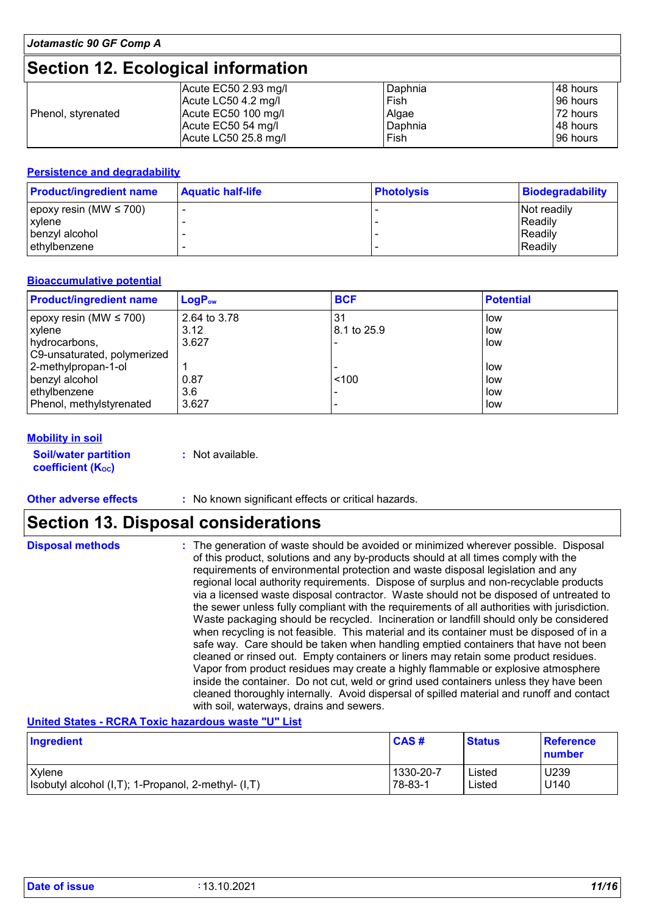## Section 12. Ecological information

| | | | |
|---|---|---|---|
| Phenol, styrenated | Acute EC50 2.93 mg/l<br>Acute LC50 4.2 mg/l<br>Acute EC50 100 mg/l<br>Acute EC50 54 mg/l<br>Acute LC50 25.8 mg/l | Daphnia<br>Fish<br>Algae<br>Daphnia<br>Fish | 48 hours<br>96 hours<br>72 hours<br>48 hours<br>96 hours |

**Persistence and degradability**

| Product/ingredient name | Aquatic half-life | Photolysis | Biodegradability |
|---|---|---|---|
| epoxy resin (MW ≤ 700) | - | - | Not readily |
| xylene | - | - | Readily |
| benzyl alcohol | - | - | Readily |
| ethylbenzene | - | - | Readily |

**Bioaccumulative potential**

| Product/ingredient name | $LogP_{ow}$ | BCF | Potential |
|---|---|---|---|
| epoxy resin (MW ≤ 700) | 2.64 to 3.78 | 31 | low |
| xylene | 3.12 | 8.1 to 25.9 | low |
| hydrocarbons, C9-unsaturated, polymerized | 3.627 | - | low |
| 2-methylpropan-1-ol | 1 | - | low |
| benzyl alcohol | 0.87 | <100 | low |
| ethylbenzene | 3.6 | - | low |
| Phenol, methylstyrenated | 3.627 | - | low |

**Mobility in soil**

**Soil/water partition coefficient ($K_{OC}$)** : Not available.

**Other adverse effects** : No known significant effects or critical hazards.

## Section 13. Disposal considerations

**Disposal methods** : The generation of waste should be avoided or minimized wherever possible. Disposal of this product, solutions and any by-products should at all times comply with the requirements of environmental protection and waste disposal legislation and any regional local authority requirements. Dispose of surplus and non-recyclable products via a licensed waste disposal contractor. Waste should not be disposed of untreated to the sewer unless fully compliant with the requirements of all authorities with jurisdiction. Waste packaging should be recycled. Incineration or landfill should only be considered when recycling is not feasible. This material and its container must be disposed of in a safe way. Care should be taken when handling emptied containers that have not been cleaned or rinsed out. Empty containers or liners may retain some product residues. Vapor from product residues may create a highly flammable or explosive atmosphere inside the container. Do not cut, weld or grind used containers unless they have been cleaned thoroughly internally. Avoid dispersal of spilled material and runoff and contact with soil, waterways, drains and sewers.

**United States - RCRA Toxic hazardous waste "U" List**

| Ingredient | CAS # | Status | Reference number |
|---|---|---|---|
| Xylene | 1330-20-7 | Listed | U239 |
| Isobutyl alcohol (I,T); 1-Propanol, 2-methyl- (I,T) | 78-83-1 | Listed | U140 |

**Date of issue** : 13.10.2021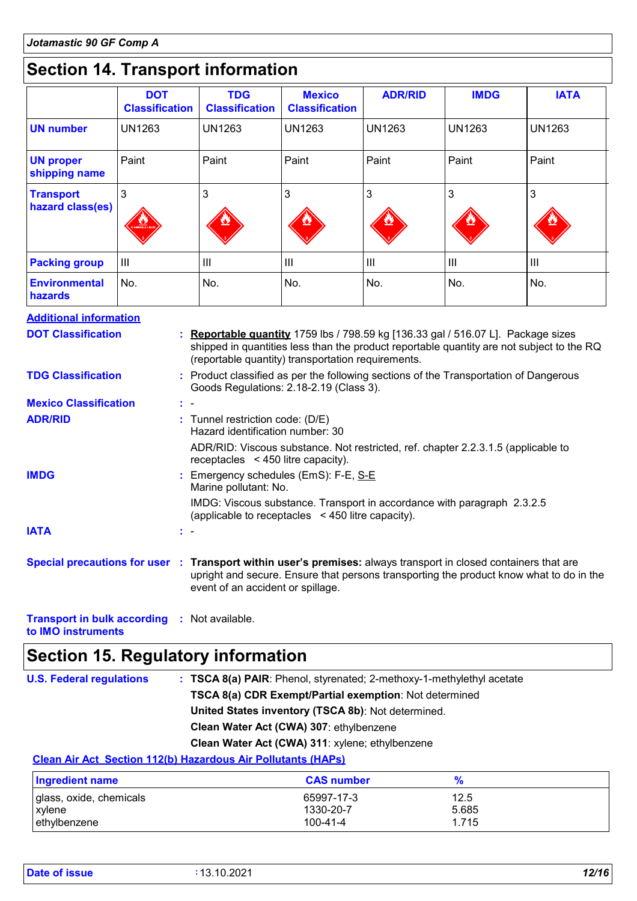## Section 14. Transport information

| | DOT Classification | TDG Classification | Mexico Classification | ADR/RID | IMDG | IATA |
|---|---|---|---|---|---|---|
| **UN number** | UN1263 | UN1263 | UN1263 | UN1263 | UN1263 | UN1263 |
| **UN proper shipping name** | Paint | Paint | Paint | Paint | Paint | Paint |
| **Transport hazard class(es)** | 3 | 3 | 3 | 3 | 3 | 3 |
| **Packing group** | III | III | III | III | III | III |
| **Environmental hazards** | No. | No. | No. | No. | No. | No. |

**Additional information**

**DOT Classification** : **Reportable quantity** 1759 lbs / 798.59 kg [136.33 gal / 516.07 L]. Package sizes shipped in quantities less than the product reportable quantity are not subject to the RQ (reportable quantity) transportation requirements.

**TDG Classification** : Product classified as per the following sections of the Transportation of Dangerous Goods Regulations: 2.18-2.19 (Class 3).

**Mexico Classification** : -

**ADR/RID** : Tunnel restriction code: (D/E)
Hazard identification number: 30

ADR/RID: Viscous substance. Not restricted, ref. chapter 2.2.3.1.5 (applicable to receptacles < 450 litre capacity).

**IMDG** : Emergency schedules (EmS): F-E, S-E
Marine pollutant: No.

IMDG: Viscous substance. Transport in accordance with paragraph 2.3.2.5 (applicable to receptacles < 450 litre capacity).

**IATA** : -

**Special precautions for user** : **Transport within user's premises:** always transport in closed containers that are upright and secure. Ensure that persons transporting the product know what to do in the event of an accident or spillage.

**Transport in bulk according to IMO instruments** : Not available.

## Section 15. Regulatory information

**U.S. Federal regulations** : **TSCA 8(a) PAIR**: Phenol, styrenated; 2-methoxy-1-methylethyl acetate

**TSCA 8(a) CDR Exempt/Partial exemption**: Not determined

**United States inventory (TSCA 8b)**: Not determined.

**Clean Water Act (CWA) 307**: ethylbenzene

**Clean Water Act (CWA) 311**: xylene; ethylbenzene

**Clean Air Act Section 112(b) Hazardous Air Pollutants (HAPs)**

| Ingredient name | CAS number | % |
|---|---|---|
| glass, oxide, chemicals | 65997-17-3 | 12.5 |
| xylene | 1330-20-7 | 5.685 |
| ethylbenzene | 100-41-4 | 1.715 |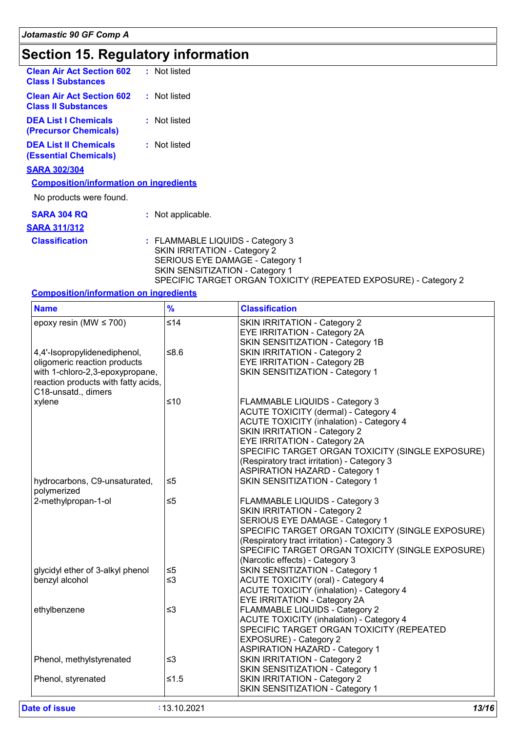# Section 15. Regulatory information

**Clean Air Act Section 602 Class I Substances** : Not listed

**Clean Air Act Section 602 Class II Substances** : Not listed

**DEA List I Chemicals (Precursor Chemicals)** : Not listed

**DEA List II Chemicals (Essential Chemicals)** : Not listed

**SARA 302/304**

**Composition/information on ingredients**

No products were found.

**SARA 304 RQ** : Not applicable.

**SARA 311/312**

**Classification** : FLAMMABLE LIQUIDS - Category 3
SKIN IRRITATION - Category 2
SERIOUS EYE DAMAGE - Category 1
SKIN SENSITIZATION - Category 1
SPECIFIC TARGET ORGAN TOXICITY (REPEATED EXPOSURE) - Category 2

**Composition/information on ingredients**

| Name | % | Classification |
|---|---|---|
| epoxy resin (MW ≤ 700) | ≤14 | SKIN IRRITATION - Category 2<br>EYE IRRITATION - Category 2A<br>SKIN SENSITIZATION - Category 1B |
| 4,4'-Isopropylidenediphenol, oligomeric reaction products with 1-chloro-2,3-epoxypropane, reaction products with fatty acids, C18-unsatd., dimers | ≤8.6 | SKIN IRRITATION - Category 2<br>EYE IRRITATION - Category 2B<br>SKIN SENSITIZATION - Category 1 |
| xylene | ≤10 | FLAMMABLE LIQUIDS - Category 3<br>ACUTE TOXICITY (dermal) - Category 4<br>ACUTE TOXICITY (inhalation) - Category 4<br>SKIN IRRITATION - Category 2<br>EYE IRRITATION - Category 2A<br>SPECIFIC TARGET ORGAN TOXICITY (SINGLE EXPOSURE) (Respiratory tract irritation) - Category 3<br>ASPIRATION HAZARD - Category 1 |
| hydrocarbons, C9-unsaturated, polymerized | ≤5 | SKIN SENSITIZATION - Category 1 |
| 2-methylpropan-1-ol | ≤5 | FLAMMABLE LIQUIDS - Category 3<br>SKIN IRRITATION - Category 2<br>SERIOUS EYE DAMAGE - Category 1<br>SPECIFIC TARGET ORGAN TOXICITY (SINGLE EXPOSURE) (Respiratory tract irritation) - Category 3<br>SPECIFIC TARGET ORGAN TOXICITY (SINGLE EXPOSURE) (Narcotic effects) - Category 3 |
| glycidyl ether of 3-alkyl phenol | ≤5 | SKIN SENSITIZATION - Category 1 |
| benzyl alcohol | ≤3 | ACUTE TOXICITY (oral) - Category 4<br>ACUTE TOXICITY (inhalation) - Category 4<br>EYE IRRITATION - Category 2A |
| ethylbenzene | ≤3 | FLAMMABLE LIQUIDS - Category 2<br>ACUTE TOXICITY (inhalation) - Category 4<br>SPECIFIC TARGET ORGAN TOXICITY (REPEATED EXPOSURE) - Category 2<br>ASPIRATION HAZARD - Category 1 |
| Phenol, methylstyrenated | ≤3 | SKIN IRRITATION - Category 2<br>SKIN SENSITIZATION - Category 1 |
| Phenol, styrenated | ≤1.5 | SKIN IRRITATION - Category 2<br>SKIN SENSITIZATION - Category 1 |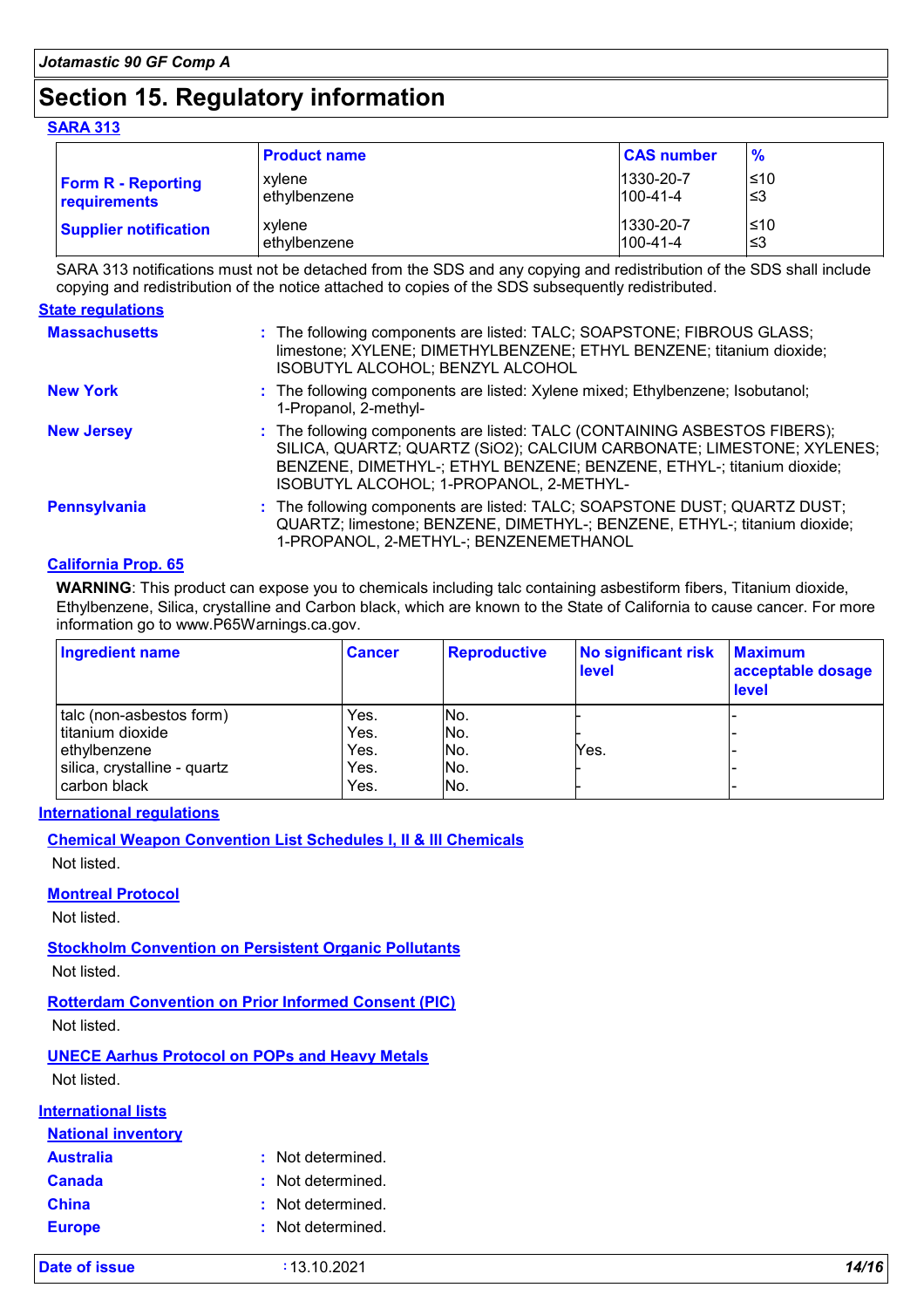## Section 15. Regulatory information

**SARA 313**

| | Product name | CAS number | % |
|---|---|---|---|
| **Form R - Reporting requirements** | xylene<br>ethylbenzene | 1330-20-7<br>100-41-4 | ≤10<br>≤3 |
| **Supplier notification** | xylene<br>ethylbenzene | 1330-20-7<br>100-41-4 | ≤10<br>≤3 |

SARA 313 notifications must not be detached from the SDS and any copying and redistribution of the SDS shall include copying and redistribution of the notice attached to copies of the SDS subsequently redistributed.

**State regulations**

**Massachusetts** : The following components are listed: TALC; SOAPSTONE; FIBROUS GLASS; limestone; XYLENE; DIMETHYLBENZENE; ETHYL BENZENE; titanium dioxide; ISOBUTYL ALCOHOL; BENZYL ALCOHOL

**New York** : The following components are listed: Xylene mixed; Ethylbenzene; Isobutanol; 1-Propanol, 2-methyl-

**New Jersey** : The following components are listed: TALC (CONTAINING ASBESTOS FIBERS); SILICA, QUARTZ; QUARTZ (SiO2); CALCIUM CARBONATE; LIMESTONE; XYLENES; BENZENE, DIMETHYL-; ETHYL BENZENE; BENZENE, ETHYL-; titanium dioxide; ISOBUTYL ALCOHOL; 1-PROPANOL, 2-METHYL-

**Pennsylvania** : The following components are listed: TALC; SOAPSTONE DUST; QUARTZ DUST; QUARTZ; limestone; BENZENE, DIMETHYL-; BENZENE, ETHYL-; titanium dioxide; 1-PROPANOL, 2-METHYL-; BENZENEMETHANOL

**California Prop. 65**

**WARNING**: This product can expose you to chemicals including talc containing asbestiform fibers, Titanium dioxide, Ethylbenzene, Silica, crystalline and Carbon black, which are known to the State of California to cause cancer. For more information go to www.P65Warnings.ca.gov.

| Ingredient name | Cancer | Reproductive | No significant risk level | Maximum acceptable dosage level |
|---|---|---|---|---|
| talc (non-asbestos form) | Yes. | No. | - | - |
| titanium dioxide | Yes. | No. | - | - |
| ethylbenzene | Yes. | No. | Yes. | - |
| silica, crystalline - quartz | Yes. | No. | - | - |
| carbon black | Yes. | No. | - | - |

**International regulations**

**Chemical Weapon Convention List Schedules I, II & III Chemicals**

Not listed.

**Montreal Protocol**

Not listed.

**Stockholm Convention on Persistent Organic Pollutants**

Not listed.

**Rotterdam Convention on Prior Informed Consent (PIC)**

Not listed.

**UNECE Aarhus Protocol on POPs and Heavy Metals**

Not listed.

**International lists**

**National inventory**

**Australia** : Not determined.

**Canada** : Not determined.

**China** : Not determined.

**Europe** : Not determined.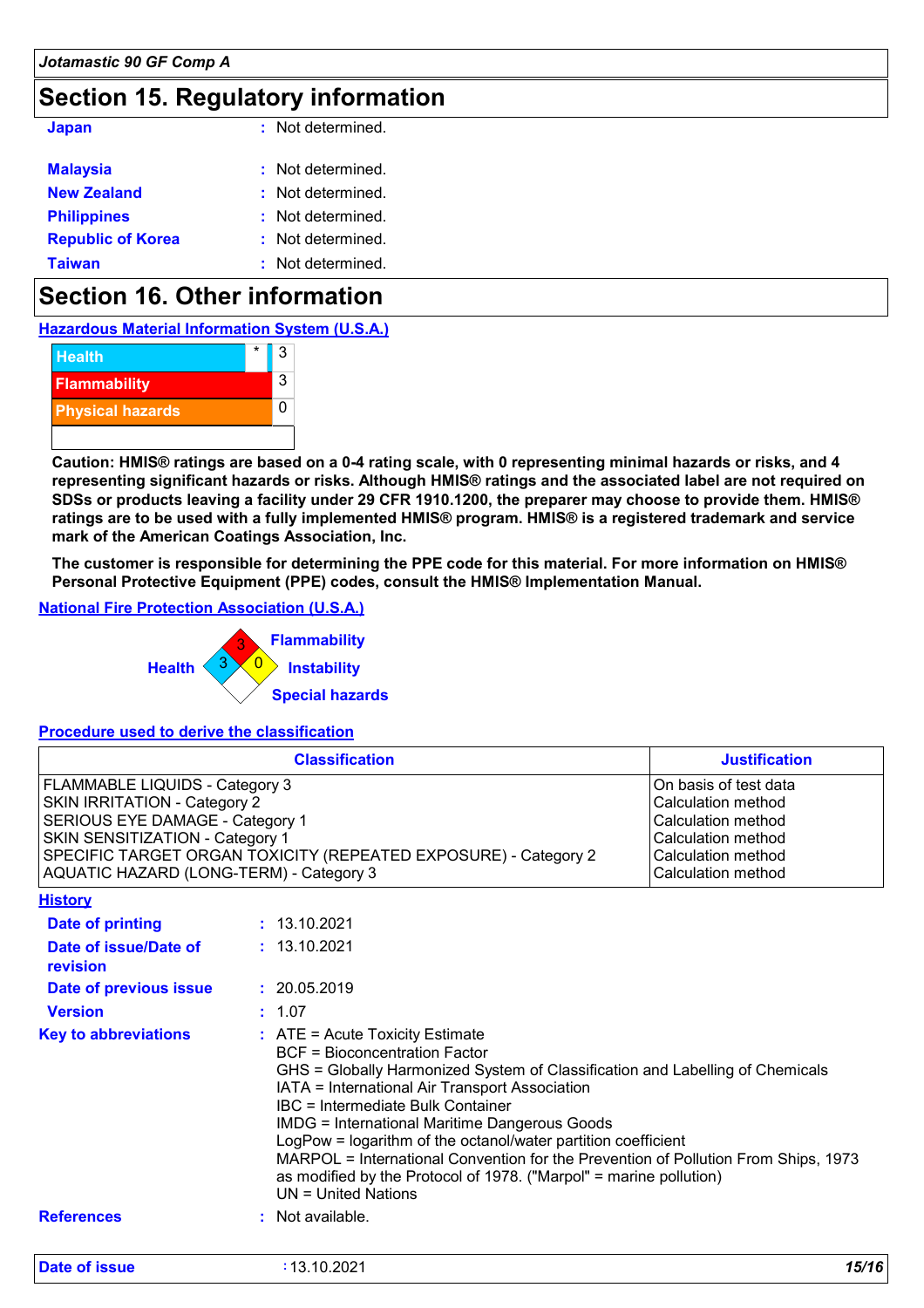## Section 15. Regulatory information

| | |
|---|---|
| **Japan** | : Not determined. |
| **Malaysia** | : Not determined. |
| **New Zealand** | : Not determined. |
| **Philippines** | : Not determined. |
| **Republic of Korea** | : Not determined. |
| **Taiwan** | : Not determined. |

## Section 16. Other information

### Hazardous Material Information System (U.S.A.)

| | | |
|---|---|---|
| Health | * | 3 |
| Flammability | | 3 |
| Physical hazards | | 0 |

**Caution: HMIS® ratings are based on a 0-4 rating scale, with 0 representing minimal hazards or risks, and 4 representing significant hazards or risks. Although HMIS® ratings and the associated label are not required on SDSs or products leaving a facility under 29 CFR 1910.1200, the preparer may choose to provide them. HMIS® ratings are to be used with a fully implemented HMIS® program. HMIS® is a registered trademark and service mark of the American Coatings Association, Inc.**

**The customer is responsible for determining the PPE code for this material. For more information on HMIS® Personal Protective Equipment (PPE) codes, consult the HMIS® Implementation Manual.**

### National Fire Protection Association (U.S.A.)

Health: 3
Flammability: 3
Instability: 0
Special hazards:

### Procedure used to derive the classification

| Classification | Justification |
|---|---|
| FLAMMABLE LIQUIDS - Category 3 | On basis of test data |
| SKIN IRRITATION - Category 2 | Calculation method |
| SERIOUS EYE DAMAGE - Category 1 | Calculation method |
| SKIN SENSITIZATION - Category 1 | Calculation method |
| SPECIFIC TARGET ORGAN TOXICITY (REPEATED EXPOSURE) - Category 2 | Calculation method |
| AQUATIC HAZARD (LONG-TERM) - Category 3 | Calculation method |

### History

**Date of printing** : 13.10.2021

**Date of issue/Date of revision** : 13.10.2021

**Date of previous issue** : 20.05.2019

**Version** : 1.07

**Key to abbreviations** :
ATE = Acute Toxicity Estimate
BCF = Bioconcentration Factor
GHS = Globally Harmonized System of Classification and Labelling of Chemicals
IATA = International Air Transport Association
IBC = Intermediate Bulk Container
IMDG = International Maritime Dangerous Goods
LogPow = logarithm of the octanol/water partition coefficient
MARPOL = International Convention for the Prevention of Pollution From Ships, 1973 as modified by the Protocol of 1978. ("Marpol" = marine pollution)
UN = United Nations

**References** : Not available.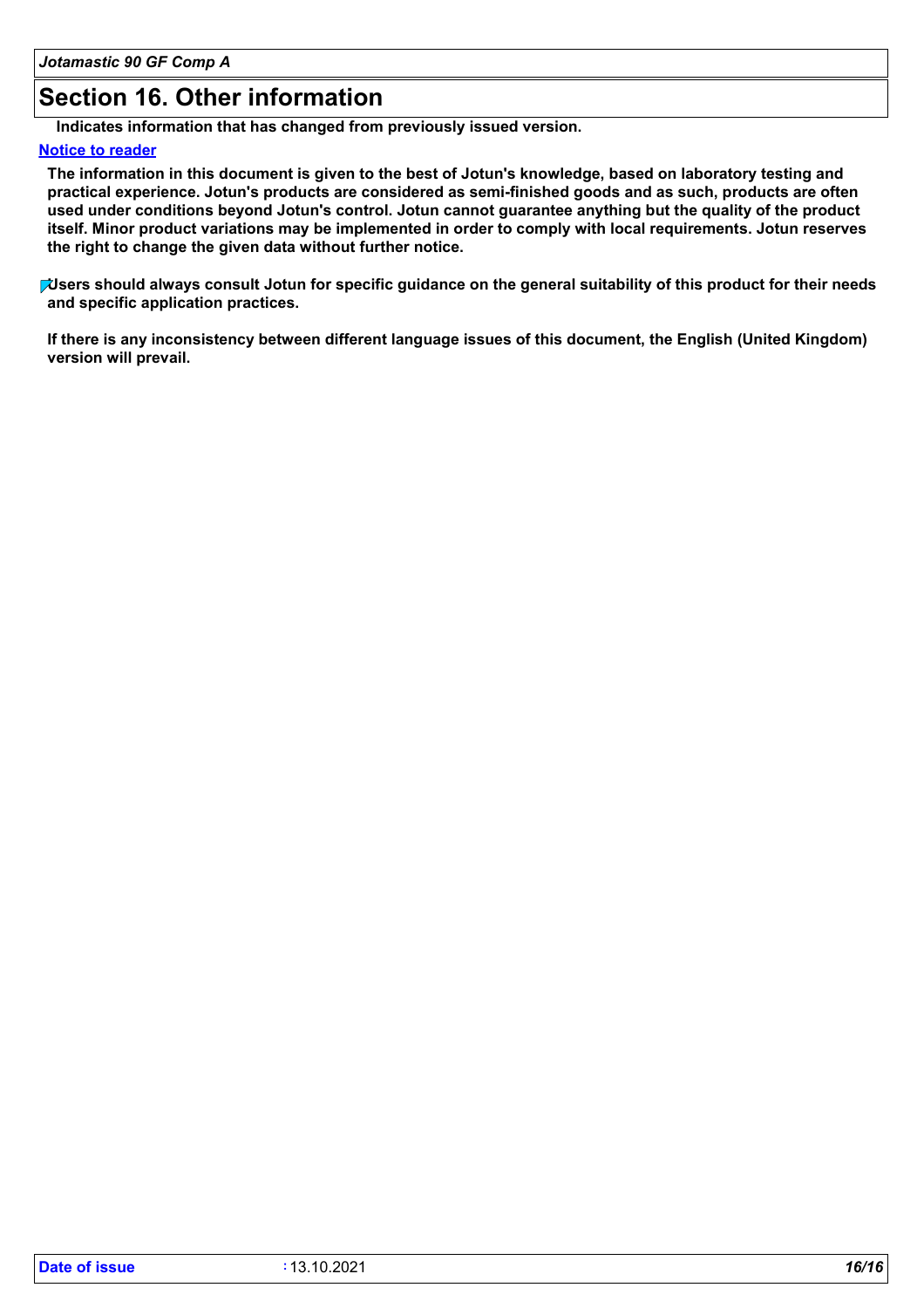## Section 16. Other information

Indicates information that has changed from previously issued version.

**Notice to reader**

**The information in this document is given to the best of Jotun's knowledge, based on laboratory testing and practical experience. Jotun's products are considered as semi-finished goods and as such, products are often used under conditions beyond Jotun's control. Jotun cannot guarantee anything but the quality of the product itself. Minor product variations may be implemented in order to comply with local requirements. Jotun reserves the right to change the given data without further notice.**

**Users should always consult Jotun for specific guidance on the general suitability of this product for their needs and specific application practices.**

**If there is any inconsistency between different language issues of this document, the English (United Kingdom) version will prevail.**